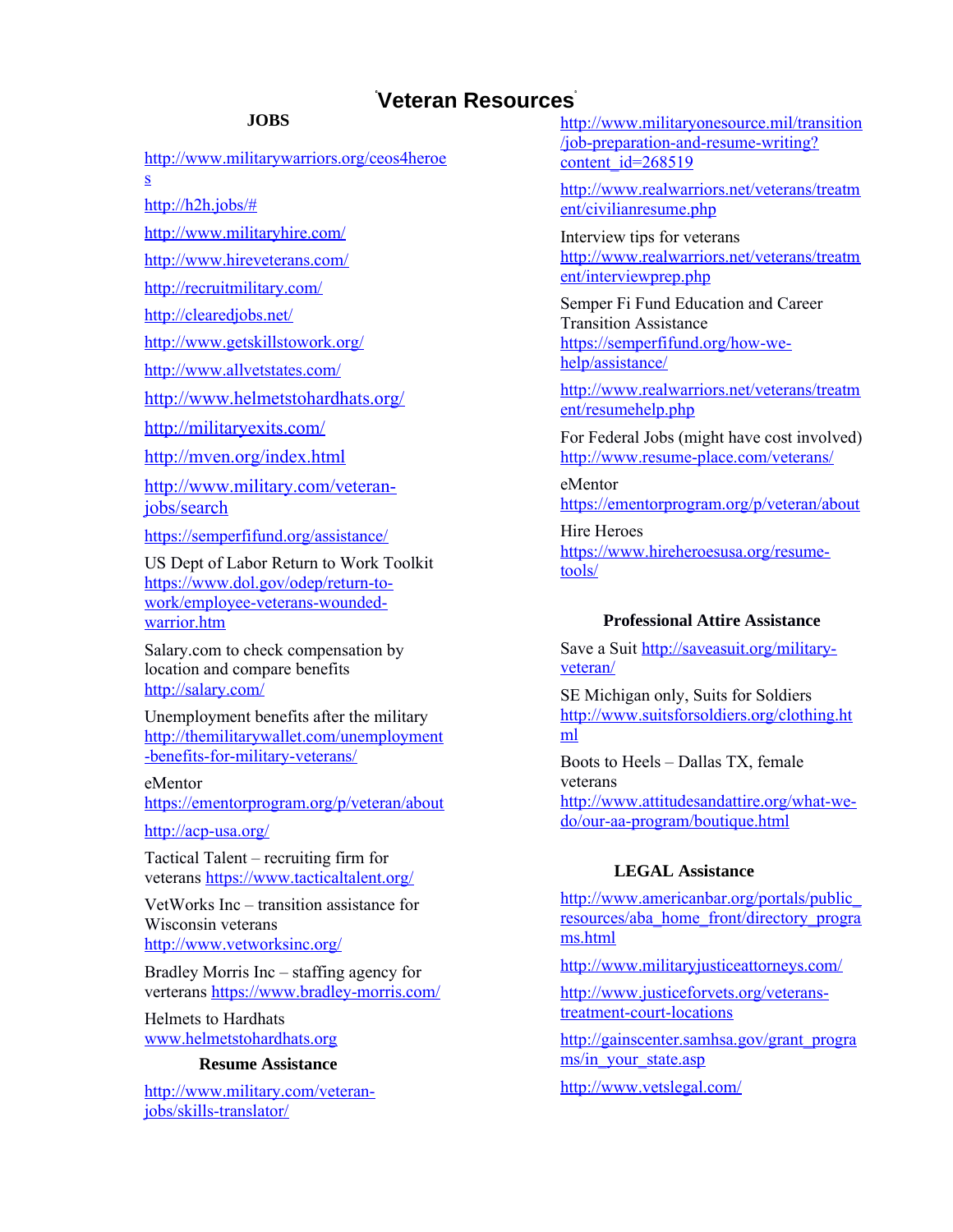# Veteran Resources

## JOBS

http://www.militarywarriors.org/ceos4heroes

http://h2h.jobs/#

http://www.militaryhire.com/

http://www.hireveterans.com/

http://recruitmilitary.com/

http://clearedjobs.net/

http://www.getskillstowork.org/

http://www.allvetstates.com/

http://www.helmetstohardhats.org/

http://militaryexits.com/

http://mven.org/index.html

http://www.military.com/veteran-jobs/search

https://semperfifund.org/assistance/

US Dept of Labor Return to Work Toolkit https://www.dol.gov/odep/return-to-work/employee-veterans-wounded-warrior.htm

Salary.com to check compensation by location and compare benefits http://salary.com/

Unemployment benefits after the military http://themilitarywallet.com/unemployment-benefits-for-military-veterans/

eMentor https://ementorprogram.org/p/veteran/about

http://acp-usa.org/

Tactical Talent – recruiting firm for veterans https://www.tacticaltalent.org/

VetWorks Inc – transition assistance for Wisconsin veterans http://www.vetworksinc.org/

Bradley Morris Inc – staffing agency for verterans https://www.bradley-morris.com/

Helmets to Hardhats www.helmetstohardhats.org

## Resume Assistance

http://www.military.com/veteran-jobs/skills-translator/

http://www.militaryonesource.mil/transition/job-preparation-and-resume-writing?content_id=268519

http://www.realwarriors.net/veterans/treatment/civilianresume.php

Interview tips for veterans http://www.realwarriors.net/veterans/treatment/interviewprep.php

Semper Fi Fund Education and Career Transition Assistance https://semperfifund.org/how-we-help/assistance/

http://www.realwarriors.net/veterans/treatment/resumehelp.php

For Federal Jobs (might have cost involved) http://www.resume-place.com/veterans/

eMentor https://ementorprogram.org/p/veteran/about

Hire Heroes https://www.hireheroesusa.org/resume-tools/

## Professional Attire Assistance

Save a Suit http://saveasuit.org/military-veteran/

SE Michigan only, Suits for Soldiers http://www.suitsforsoldiers.org/clothing.html

Boots to Heels – Dallas TX, female veterans http://www.attitudesandattire.org/what-we-do/our-aa-program/boutique.html

## LEGAL Assistance

http://www.americanbar.org/portals/public_resources/aba_home_front/directory_programs.html

http://www.militaryjusticeattorneys.com/

http://www.justiceforvets.org/veterans-treatment-court-locations

http://gainscenter.samhsa.gov/grant_programs/in_your_state.asp

http://www.vetslegal.com/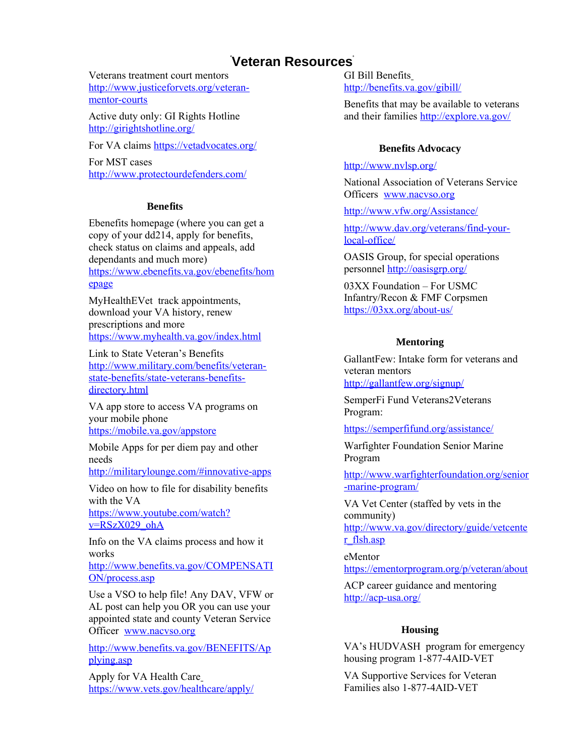# Veteran Resources

Veterans treatment court mentors http://www.justiceforvets.org/veteran-mentor-courts

Active duty only: GI Rights Hotline http://girightshotline.org/

For VA claims https://vetadvocates.org/

For MST cases http://www.protectourdefenders.com/

### Benefits

Ebenefits homepage (where you can get a copy of your dd214, apply for benefits, check status on claims and appeals, add dependants and much more) https://www.ebenefits.va.gov/ebenefits/homepage

MyHealthEVet track appointments, download your VA history, renew prescriptions and more https://www.myhealth.va.gov/index.html

Link to State Veteran's Benefits http://www.military.com/benefits/veteran-state-benefits/state-veterans-benefits-directory.html

VA app store to access VA programs on your mobile phone https://mobile.va.gov/appstore

Mobile Apps for per diem pay and other needs http://militarylounge.com/#innovative-apps

Video on how to file for disability benefits with the VA https://www.youtube.com/watch?v=RSzX029_ohA

Info on the VA claims process and how it works http://www.benefits.va.gov/COMPENSATION/process.asp

Use a VSO to help file! Any DAV, VFW or AL post can help you OR you can use your appointed state and county Veteran Service Officer www.nacvso.org

http://www.benefits.va.gov/BENEFITS/Applying.asp

Apply for VA Health Care https://www.vets.gov/healthcare/apply/

GI Bill Benefits http://benefits.va.gov/gibill/

Benefits that may be available to veterans and their families http://explore.va.gov/

### Benefits Advocacy

http://www.nvlsp.org/

National Association of Veterans Service Officers www.nacvso.org

http://www.vfw.org/Assistance/

http://www.dav.org/veterans/find-your-local-office/

OASIS Group, for special operations personnel http://oasisgrp.org/

03XX Foundation – For USMC Infantry/Recon & FMF Corpsmen https://03xx.org/about-us/

### Mentoring

GallantFew: Intake form for veterans and veteran mentors http://gallantfew.org/signup/

SemperFi Fund Veterans2Veterans Program:

https://semperfifund.org/assistance/

Warfighter Foundation Senior Marine Program

http://www.warfighterfoundation.org/senior-marine-program/

VA Vet Center (staffed by vets in the community) http://www.va.gov/directory/guide/vetcenter_flsh.asp

eMentor https://ementorprogram.org/p/veteran/about

ACP career guidance and mentoring http://acp-usa.org/

### Housing

VA's HUDVASH program for emergency housing program 1-877-4AID-VET

VA Supportive Services for Veteran Families also 1-877-4AID-VET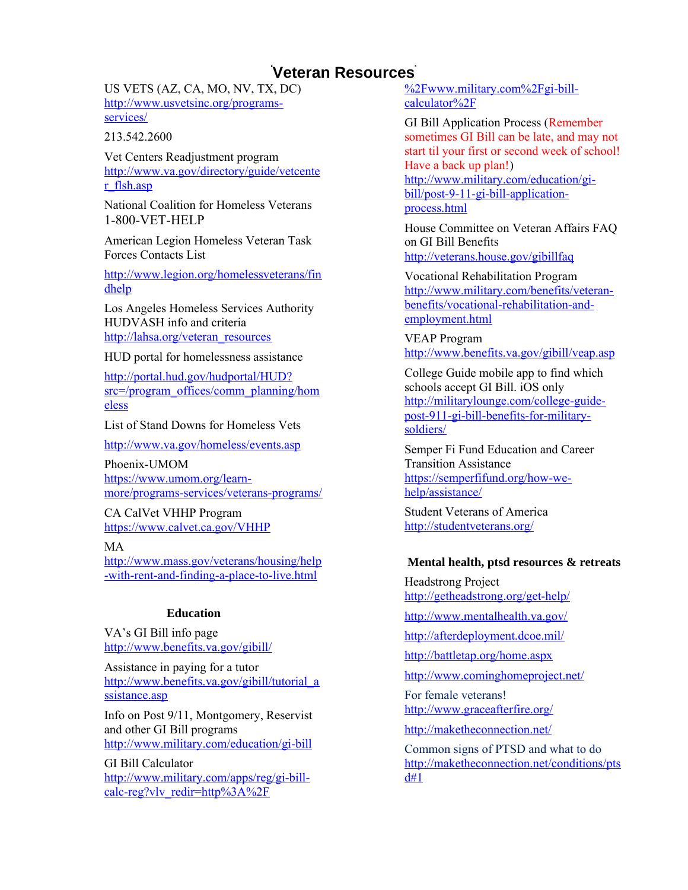# Veteran Resources

US VETS (AZ, CA, MO, NV, TX, DC)
http://www.usvetsinc.org/programs-services/

213.542.2600

Vet Centers Readjustment program
http://www.va.gov/directory/guide/vetcenter_flsh.asp

National Coalition for Homeless Veterans
1-800-VET-HELP

American Legion Homeless Veteran Task Forces Contacts List

http://www.legion.org/homelessveterans/findhelp

Los Angeles Homeless Services Authority HUDVASH info and criteria
http://lahsa.org/veteran_resources

HUD portal for homelessness assistance

http://portal.hud.gov/hudportal/HUD?src=/program_offices/comm_planning/homeless

List of Stand Downs for Homeless Vets

http://www.va.gov/homeless/events.asp

Phoenix-UMOM
https://www.umom.org/learn-more/programs-services/veterans-programs/

CA CalVet VHHP Program
https://www.calvet.ca.gov/VHHP

MA
http://www.mass.gov/veterans/housing/help-with-rent-and-finding-a-place-to-live.html

## Education

VA's GI Bill info page
http://www.benefits.va.gov/gibill/

Assistance in paying for a tutor
http://www.benefits.va.gov/gibill/tutorial_assistance.asp

Info on Post 9/11, Montgomery, Reservist and other GI Bill programs
http://www.military.com/education/gi-bill

GI Bill Calculator
http://www.military.com/apps/reg/gi-bill-calc-reg?vlv_redir=http%3A%2F%2Fwww.military.com%2Fgi-bill-calculator%2F

GI Bill Application Process (Remember sometimes GI Bill can be late, and may not start til your first or second week of school! Have a back up plan!)
http://www.military.com/education/gi-bill/post-9-11-gi-bill-application-process.html

House Committee on Veteran Affairs FAQ on GI Bill Benefits
http://veterans.house.gov/gibillfaq

Vocational Rehabilitation Program
http://www.military.com/benefits/veteran-benefits/vocational-rehabilitation-and-employment.html

VEAP Program
http://www.benefits.va.gov/gibill/veap.asp

College Guide mobile app to find which schools accept GI Bill. iOS only
http://militarylounge.com/college-guide-post-911-gi-bill-benefits-for-military-soldiers/

Semper Fi Fund Education and Career Transition Assistance
https://semperfifund.org/how-we-help/assistance/

Student Veterans of America
http://studentveterans.org/

## Mental health, ptsd resources & retreats

Headstrong Project
http://getheadstrong.org/get-help/

http://www.mentalhealth.va.gov/

http://afterdeployment.dcoe.mil/

http://battletap.org/home.aspx

http://www.cominghomeproject.net/

For female veterans!
http://www.graceafterfire.org/

http://maketheconnection.net/

Common signs of PTSD and what to do
http://maketheconnection.net/conditions/ptsd#1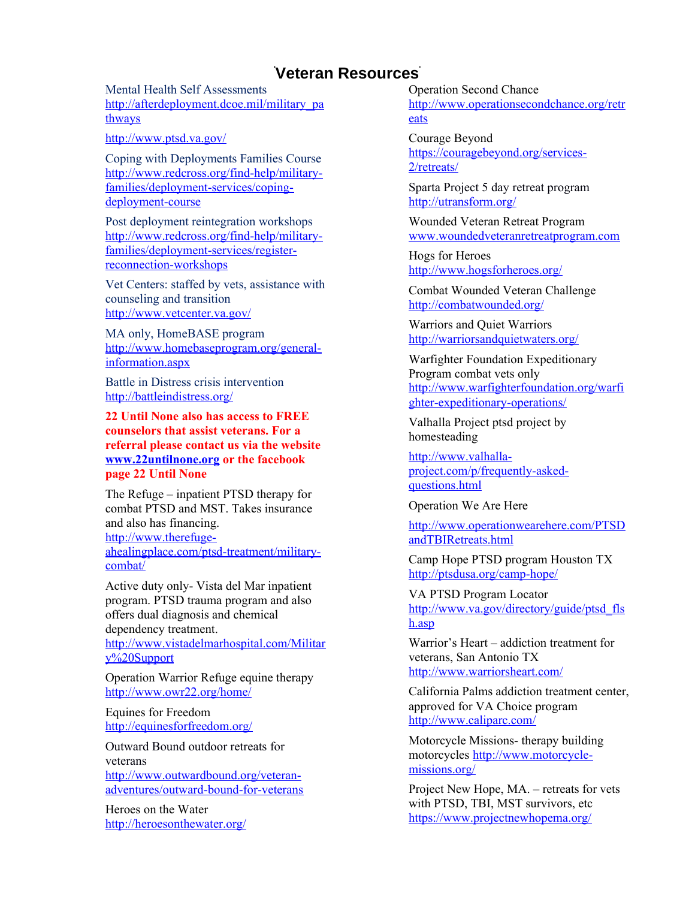# Veteran Resources

Mental Health Self Assessments
http://afterdeployment.dcoe.mil/military_pathways

http://www.ptsd.va.gov/

Coping with Deployments Families Course
http://www.redcross.org/find-help/military-families/deployment-services/coping-deployment-course

Post deployment reintegration workshops
http://www.redcross.org/find-help/military-families/deployment-services/register-reconnection-workshops

Vet Centers: staffed by vets, assistance with counseling and transition
http://www.vetcenter.va.gov/

MA only, HomeBASE program
http://www.homebaseprogram.org/general-information.aspx

Battle in Distress crisis intervention
http://battleindistress.org/

**22 Until None also has access to FREE counselors that assist veterans. For a referral please contact us via the website www.22untilnone.org or the facebook page 22 Until None**

The Refuge – inpatient PTSD therapy for combat PTSD and MST. Takes insurance and also has financing.
http://www.therefuge-ahealingplace.com/ptsd-treatment/military-combat/

Active duty only- Vista del Mar inpatient program. PTSD trauma program and also offers dual diagnosis and chemical dependency treatment.
http://www.vistadelmarhospital.com/Military%20Support

Operation Warrior Refuge equine therapy
http://www.owr22.org/home/

Equines for Freedom
http://equinesforfreedom.org/

Outward Bound outdoor retreats for veterans
http://www.outwardbound.org/veteran-adventures/outward-bound-for-veterans

Heroes on the Water
http://heroesonthewater.org/

Operation Second Chance
http://www.operationsecondchance.org/retreats

Courage Beyond
https://couragebeyond.org/services-2/retreats/

Sparta Project 5 day retreat program
http://utransform.org/

Wounded Veteran Retreat Program
www.woundedveteranretreatprogram.com

Hogs for Heroes
http://www.hogsforheroes.org/

Combat Wounded Veteran Challenge
http://combatwounded.org/

Warriors and Quiet Warriors
http://warriorsandquietwaters.org/

Warfighter Foundation Expeditionary Program combat vets only
http://www.warfighterfoundation.org/warfighter-expeditionary-operations/

Valhalla Project ptsd project by homesteading

http://www.valhalla-project.com/p/frequently-asked-questions.html

Operation We Are Here

http://www.operationwearehere.com/PTSDandTBIRetreats.html

Camp Hope PTSD program Houston TX
http://ptsdusa.org/camp-hope/

VA PTSD Program Locator
http://www.va.gov/directory/guide/ptsd_flsh.asp

Warrior's Heart – addiction treatment for veterans, San Antonio TX
http://www.warriorsheart.com/

California Palms addiction treatment center, approved for VA Choice program
http://www.caliparc.com/

Motorcycle Missions- therapy building motorcycles http://www.motorcycle-missions.org/

Project New Hope, MA. – retreats for vets with PTSD, TBI, MST survivors, etc
https://www.projectnewhopema.org/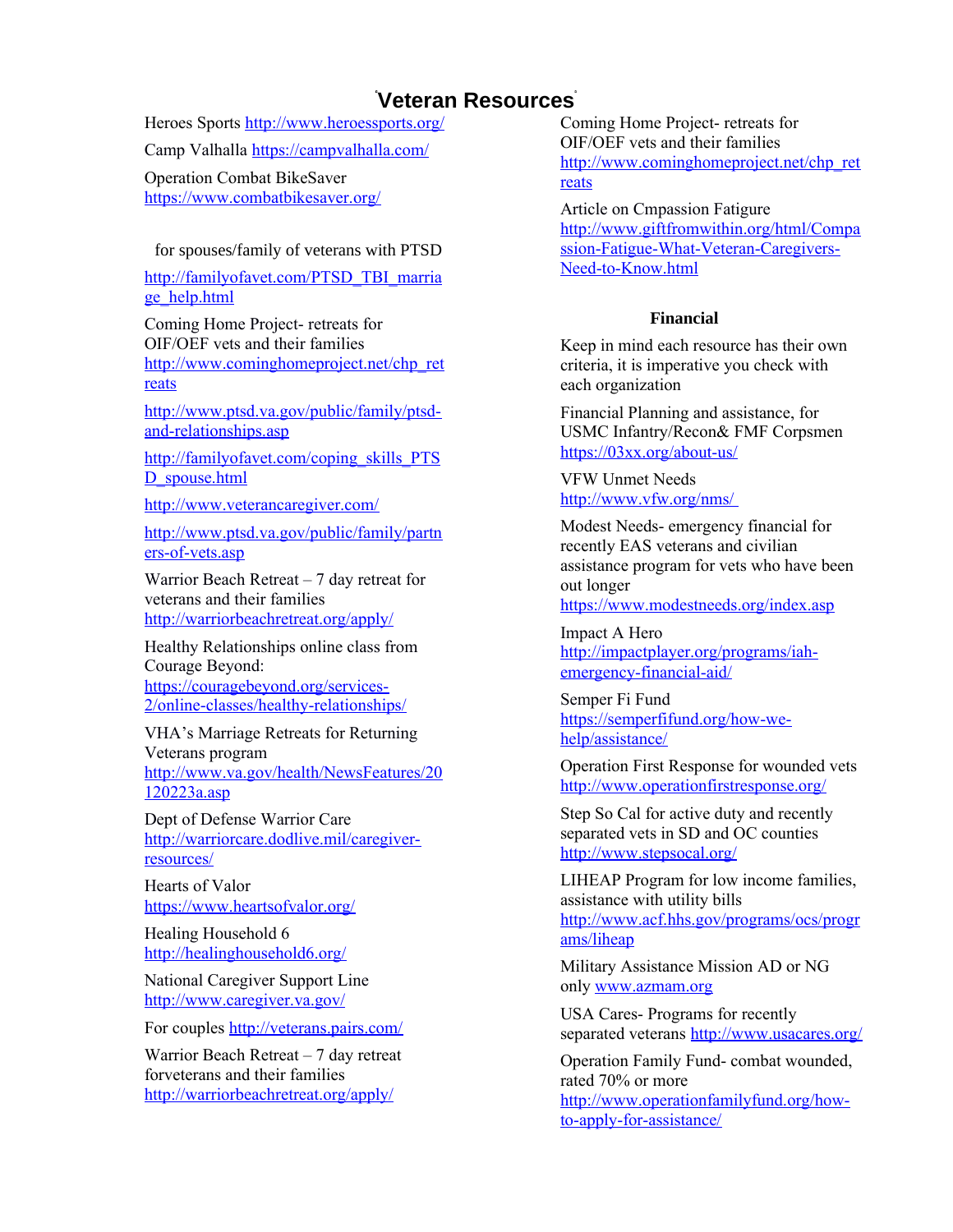# Veteran Resources

Heroes Sports http://www.heroessports.org/

Camp Valhalla https://campvalhalla.com/

Operation Combat BikeSaver https://www.combatbikesaver.org/

for spouses/family of veterans with PTSD

http://familyofavet.com/PTSD_TBI_marriage_help.html

Coming Home Project- retreats for OIF/OEF vets and their families http://www.cominghomeproject.net/chp_retreats

http://www.ptsd.va.gov/public/family/ptsd-and-relationships.asp

http://familyofavet.com/coping_skills_PTSD_spouse.html

http://www.veterancaregiver.com/

http://www.ptsd.va.gov/public/family/partners-of-vets.asp

Warrior Beach Retreat – 7 day retreat for veterans and their families http://warriorbeachretreat.org/apply/

Healthy Relationships online class from Courage Beyond: https://couragebeyond.org/services-2/online-classes/healthy-relationships/

VHA's Marriage Retreats for Returning Veterans program http://www.va.gov/health/NewsFeatures/20120223a.asp

Dept of Defense Warrior Care http://warriorcare.dodlive.mil/caregiver-resources/

Hearts of Valor https://www.heartsofvalor.org/

Healing Household 6 http://healinghousehold6.org/

National Caregiver Support Line http://www.caregiver.va.gov/

For couples http://veterans.pairs.com/

Warrior Beach Retreat – 7 day retreat forveterans and their families http://warriorbeachretreat.org/apply/

Coming Home Project- retreats for OIF/OEF vets and their families http://www.cominghomeproject.net/chp_retreats

Article on Cmpassion Fatigue http://www.giftfromwithin.org/html/Compassion-Fatigue-What-Veteran-Caregivers-Need-to-Know.html

**Financial**

Keep in mind each resource has their own criteria, it is imperative you check with each organization

Financial Planning and assistance, for USMC Infantry/Recon& FMF Corpsmen https://03xx.org/about-us/

VFW Unmet Needs http://www.vfw.org/nms/

Modest Needs- emergency financial for recently EAS veterans and civilian assistance program for vets who have been out longer https://www.modestneeds.org/index.asp

Impact A Hero http://impactplayer.org/programs/iah-emergency-financial-aid/

Semper Fi Fund https://semperfifund.org/how-we-help/assistance/

Operation First Response for wounded vets http://www.operationfirstresponse.org/

Step So Cal for active duty and recently separated vets in SD and OC counties http://www.stepsocal.org/

LIHEAP Program for low income families, assistance with utility bills http://www.acf.hhs.gov/programs/ocs/programs/liheap

Military Assistance Mission AD or NG only www.azmam.org

USA Cares- Programs for recently separated veterans http://www.usacares.org/

Operation Family Fund- combat wounded, rated 70% or more http://www.operationfamilyfund.org/how-to-apply-for-assistance/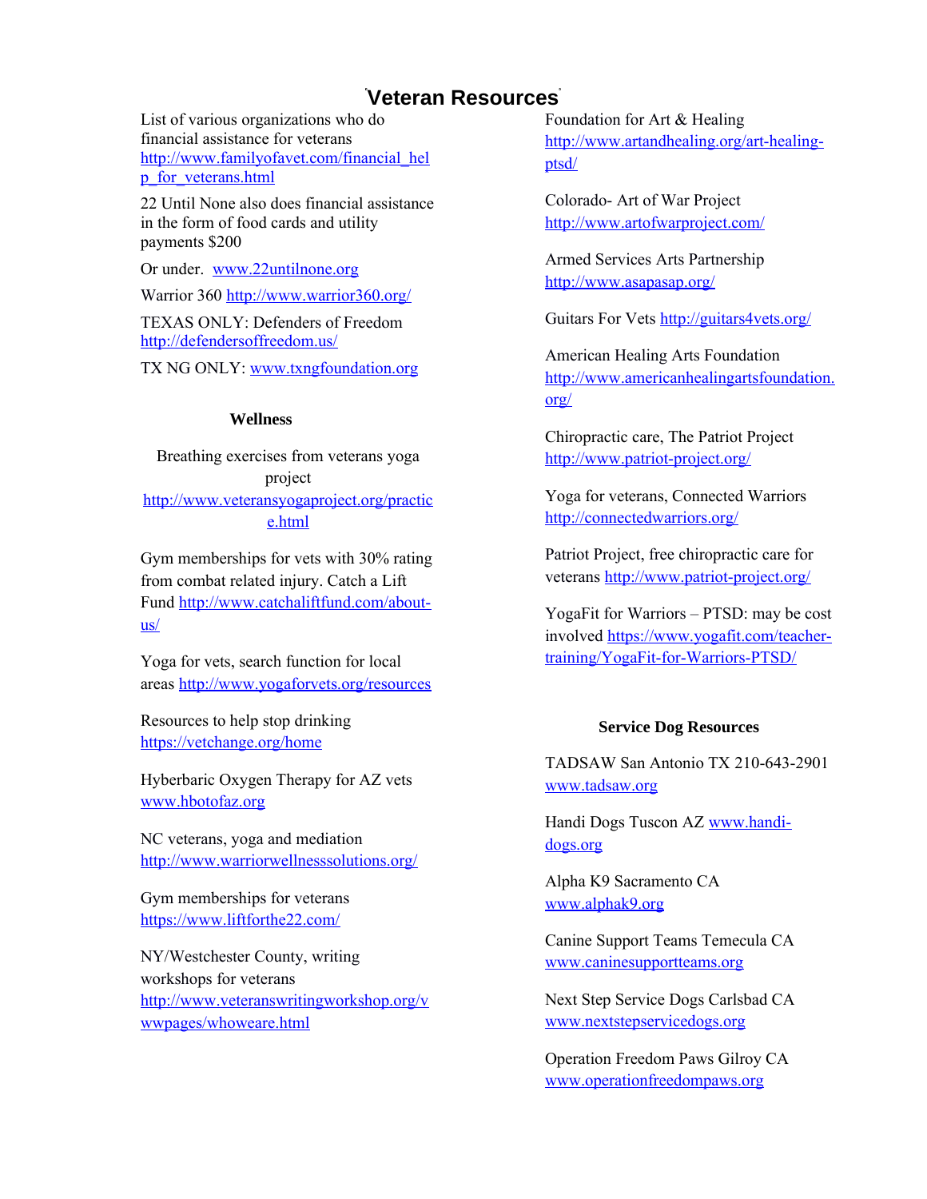# Veteran Resources

List of various organizations who do financial assistance for veterans http://www.familyofavet.com/financial_help_for_veterans.html

22 Until None also does financial assistance in the form of food cards and utility payments $200

Or under. www.22untilnone.org

Warrior 360 http://www.warrior360.org/

TEXAS ONLY: Defenders of Freedom http://defendersoffreedom.us/

TX NG ONLY: www.txngfoundation.org

**Wellness**

Breathing exercises from veterans yoga project http://www.veteransyogaproject.org/practice.html

Gym memberships for vets with 30% rating from combat related injury. Catch a Lift Fund http://www.catchaliftfund.com/about-us/

Yoga for vets, search function for local areas http://www.yogaforvets.org/resources

Resources to help stop drinking https://vetchange.org/home

Hyberbaric Oxygen Therapy for AZ vets www.hbotofaz.org

NC veterans, yoga and mediation http://www.warriorwellnesssolutions.org/

Gym memberships for veterans https://www.liftforthe22.com/

NY/Westchester County, writing workshops for veterans http://www.veteranswritingworkshop.org/vwwpages/whoweare.html

Foundation for Art & Healing http://www.artandhealing.org/art-healing-ptsd/

Colorado- Art of War Project http://www.artofwarproject.com/

Armed Services Arts Partnership http://www.asapasap.org/

Guitars For Vets http://guitars4vets.org/

American Healing Arts Foundation http://www.americanhealingartsfoundation.org/

Chiropractic care, The Patriot Project http://www.patriot-project.org/

Yoga for veterans, Connected Warriors http://connectedwarriors.org/

Patriot Project, free chiropractic care for veterans http://www.patriot-project.org/

YogaFit for Warriors – PTSD: may be cost involved https://www.yogafit.com/teacher-training/YogaFit-for-Warriors-PTSD/

**Service Dog Resources**

TADSAW San Antonio TX 210-643-2901 www.tadsaw.org

Handi Dogs Tuscon AZ www.handi-dogs.org

Alpha K9 Sacramento CA www.alphak9.org

Canine Support Teams Temecula CA www.caninesupportteams.org

Next Step Service Dogs Carlsbad CA www.nextstepservicedogs.org

Operation Freedom Paws Gilroy CA www.operationfreedompaws.org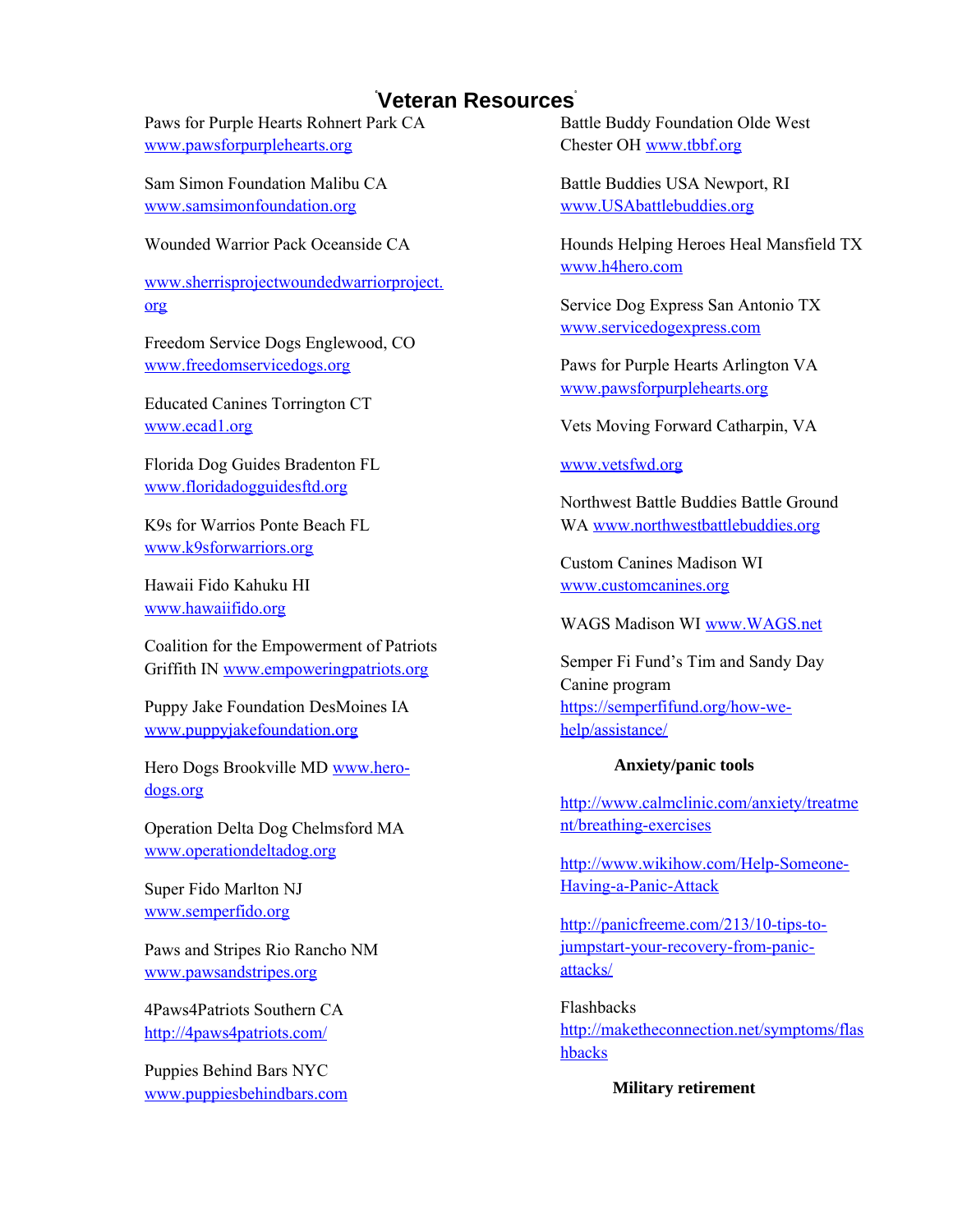# Veteran Resources

Paws for Purple Hearts Rohnert Park CA
www.pawsforpurplehearts.org

Sam Simon Foundation Malibu CA
www.samsimonfoundation.org

Wounded Warrior Pack Oceanside CA

www.sherrisprojectwoundedwarriorproject.org

Freedom Service Dogs Englewood, CO
www.freedomservicedogs.org

Educated Canines Torrington CT
www.ecad1.org

Florida Dog Guides Bradenton FL
www.floridadogguidesftd.org

K9s for Warrios Ponte Beach FL
www.k9sforwarriors.org

Hawaii Fido Kahuku HI
www.hawaiifido.org

Coalition for the Empowerment of Patriots Griffith IN www.empoweringpatriots.org

Puppy Jake Foundation DesMoines IA
www.puppyjakefoundation.org

Hero Dogs Brookville MD www.hero-dogs.org

Operation Delta Dog Chelmsford MA
www.operationdeltadog.org

Super Fido Marlton NJ
www.semperfido.org

Paws and Stripes Rio Rancho NM
www.pawsandstripes.org

4Paws4Patriots Southern CA
http://4paws4patriots.com/

Puppies Behind Bars NYC
www.puppiesbehindbars.com

Battle Buddy Foundation Olde West Chester OH www.tbbf.org

Battle Buddies USA Newport, RI
www.USAbattlebuddies.org

Hounds Helping Heroes Heal Mansfield TX
www.h4hero.com

Service Dog Express San Antonio TX
www.servicedogexpress.com

Paws for Purple Hearts Arlington VA
www.pawsforpurplehearts.org

Vets Moving Forward Catharpin, VA

www.vetsfwd.org

Northwest Battle Buddies Battle Ground WA www.northwestbattlebuddies.org

Custom Canines Madison WI
www.customcanines.org

WAGS Madison WI www.WAGS.net

Semper Fi Fund's Tim and Sandy Day Canine program
https://semperfifund.org/how-we-help/assistance/

**Anxiety/panic tools**

http://www.calmclinic.com/anxiety/treatment/breathing-exercises

http://www.wikihow.com/Help-Someone-Having-a-Panic-Attack

http://panicfreeme.com/213/10-tips-to-jumpstart-your-recovery-from-panic-attacks/

Flashbacks
http://maketheconnection.net/symptoms/flashbacks

**Military retirement**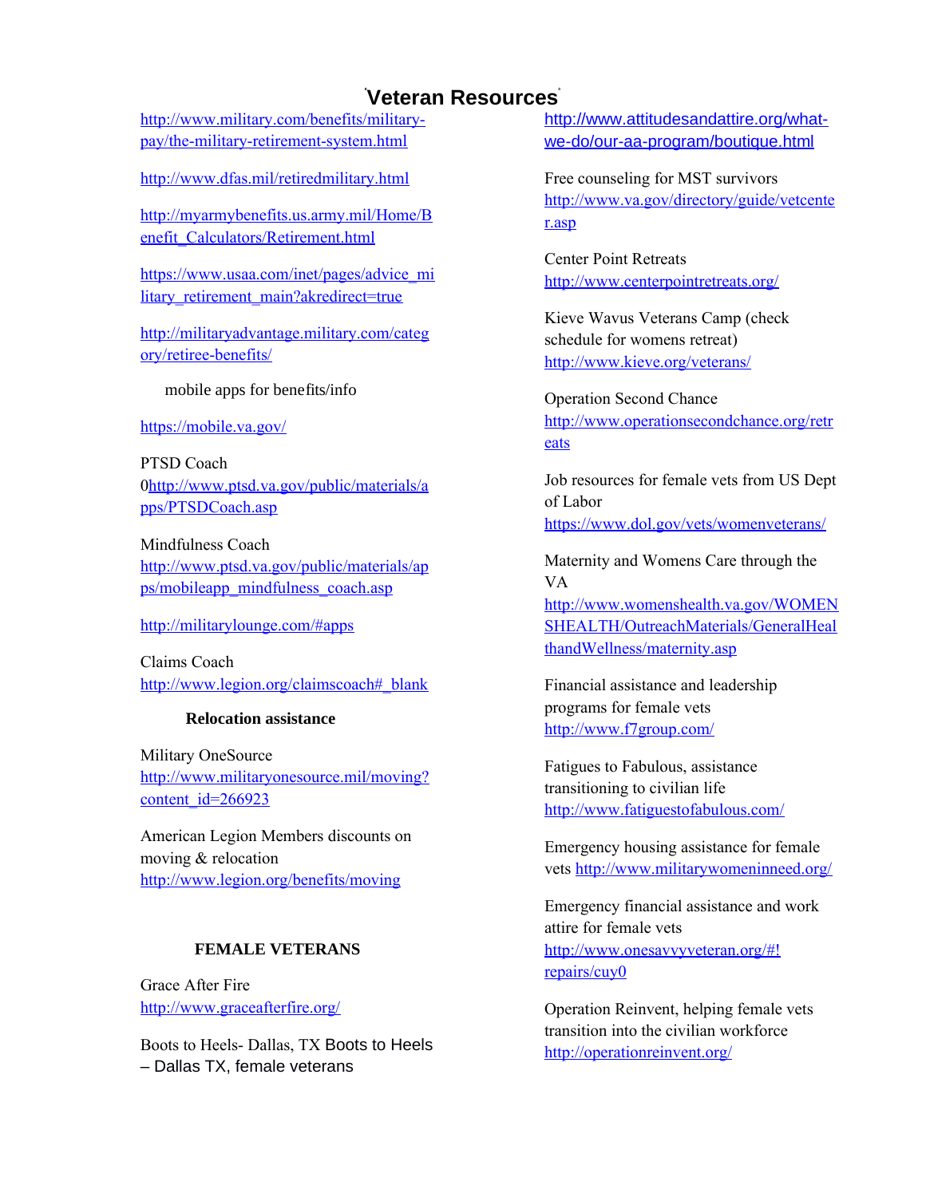# Veteran Resources

http://www.military.com/benefits/military-pay/the-military-retirement-system.html

http://www.dfas.mil/retiredmilitary.html

http://myarmybenefits.us.army.mil/Home/Benefit_Calculators/Retirement.html

https://www.usaa.com/inet/pages/advice_military_retirement_main?akredirect=true

http://militaryadvantage.military.com/category/retiree-benefits/

mobile apps for benefits/info

https://mobile.va.gov/

PTSD Coach
0http://www.ptsd.va.gov/public/materials/apps/PTSDCoach.asp

Mindfulness Coach
http://www.ptsd.va.gov/public/materials/apps/mobileapp_mindfulness_coach.asp

http://militarylounge.com/#apps

Claims Coach
http://www.legion.org/claimscoach#_blank

**Relocation assistance**

Military OneSource
http://www.militaryonesource.mil/moving?content_id=266923

American Legion Members discounts on moving & relocation
http://www.legion.org/benefits/moving

**FEMALE VETERANS**

Grace After Fire
http://www.graceafterfire.org/

Boots to Heels- Dallas, TX Boots to Heels – Dallas TX, female veterans

http://www.attitudesandattire.org/what-we-do/our-aa-program/boutique.html

Free counseling for MST survivors
http://www.va.gov/directory/guide/vetcenter.asp

Center Point Retreats
http://www.centerpointretreats.org/

Kieve Wavus Veterans Camp (check schedule for womens retreat)
http://www.kieve.org/veterans/

Operation Second Chance
http://www.operationsecondchance.org/retreats

Job resources for female vets from US Dept of Labor
https://www.dol.gov/vets/womenveterans/

Maternity and Womens Care through the VA
http://www.womenshealth.va.gov/WOMENSHEALTH/OutreachMaterials/GeneralHealthandWellness/maternity.asp

Financial assistance and leadership programs for female vets
http://www.f7group.com/

Fatigues to Fabulous, assistance transitioning to civilian life
http://www.fatiguestofabulous.com/

Emergency housing assistance for female vets http://www.militarywomeninneed.org/

Emergency financial assistance and work attire for female vets
http://www.onesavvyveteran.org/#!repairs/cuy0

Operation Reinvent, helping female vets transition into the civilian workforce
http://operationreinvent.org/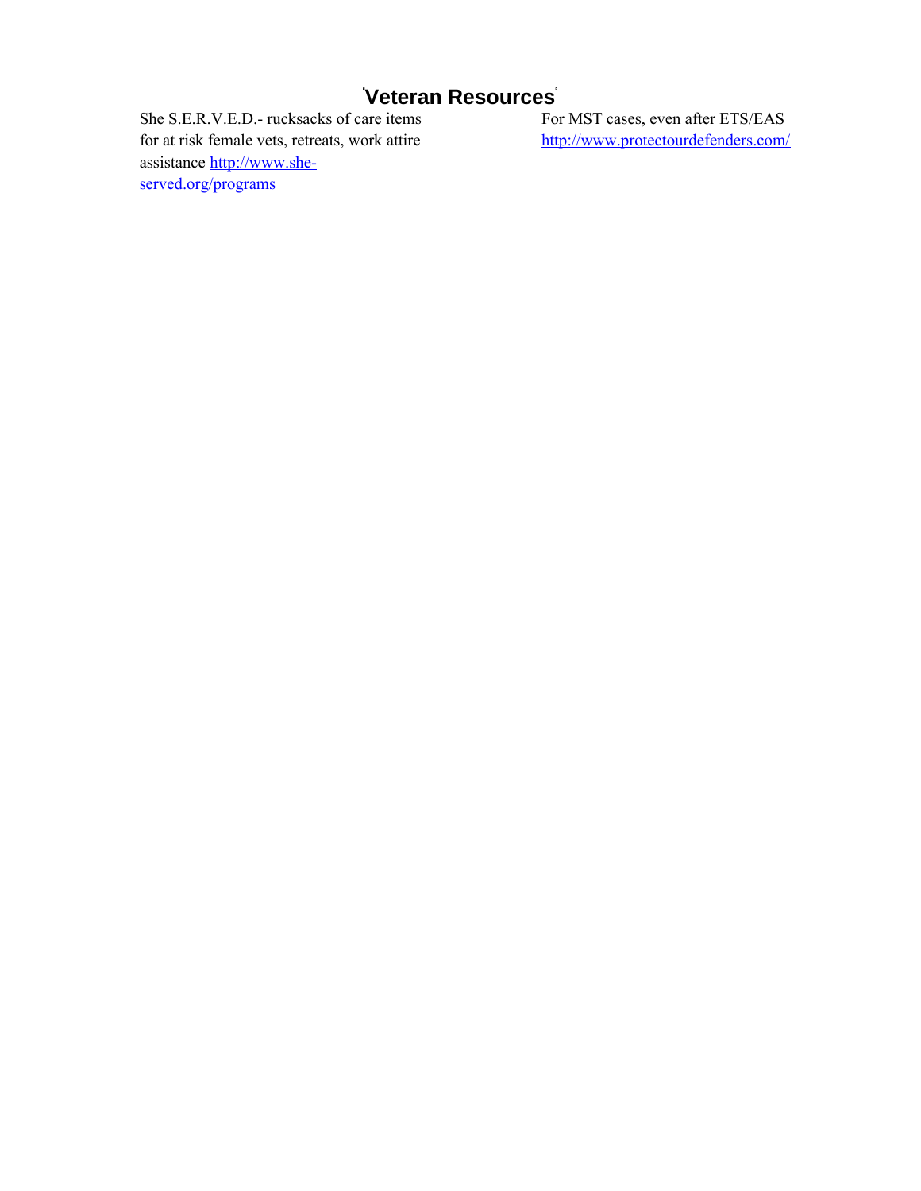# Veteran Resources

She S.E.R.V.E.D.- rucksacks of care items for at risk female vets, retreats, work attire assistance http://www.she-served.org/programs

For MST cases, even after ETS/EAS http://www.protectourdefenders.com/